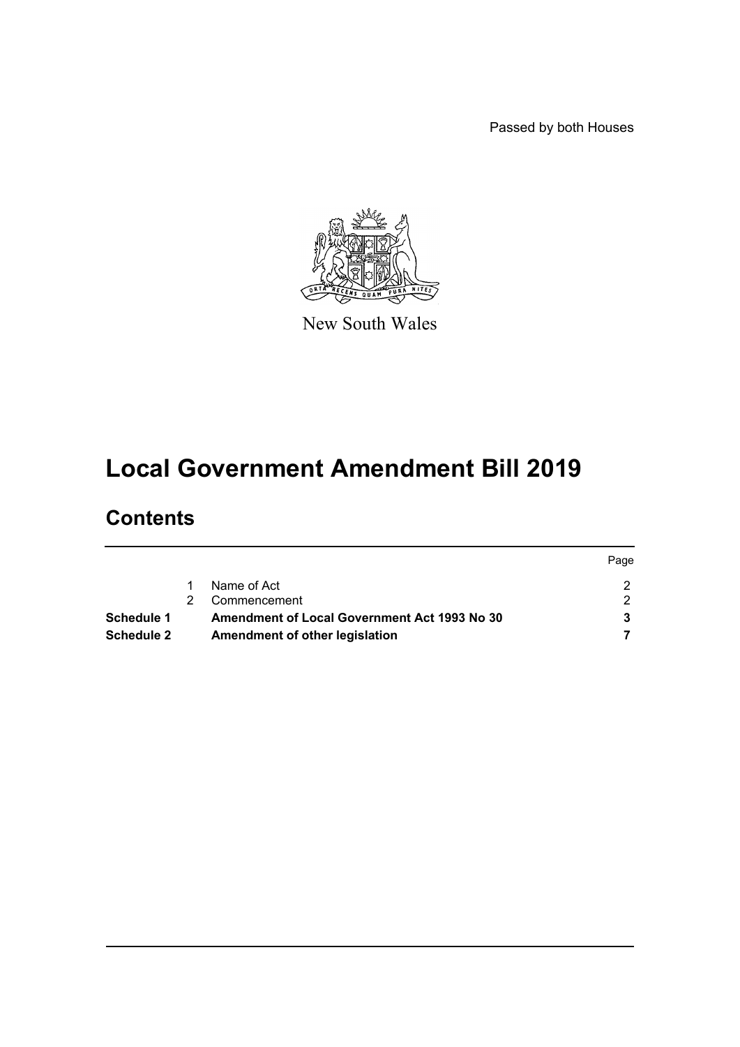Passed by both Houses

New South Wales

# Local Government Amendment Bill 2019

## Contents

| | | | Page |
|---|---|---|---|
| | 1 | Name of Act | 2 |
| | 2 | Commencement | 2 |
| **Schedule 1** | | **Amendment of Local Government Act 1993 No 30** | **3** |
| **Schedule 2** | | **Amendment of other legislation** | **7** |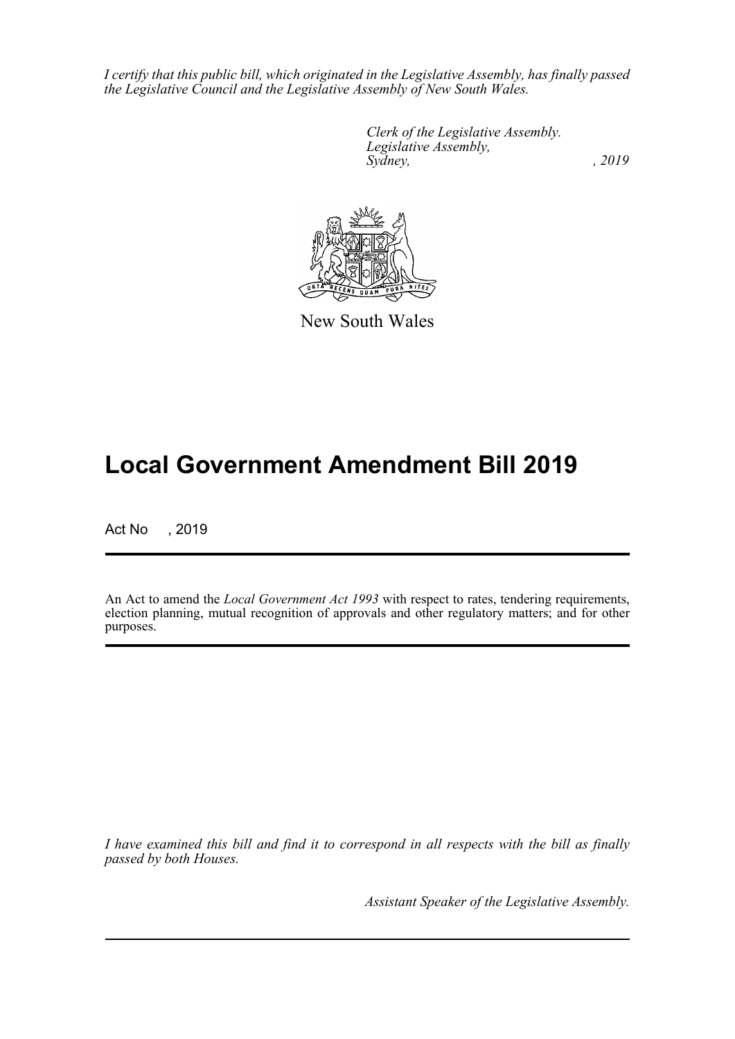*I certify that this public bill, which originated in the Legislative Assembly, has finally passed the Legislative Council and the Legislative Assembly of New South Wales.*

*Clerk of the Legislative Assembly.*
*Legislative Assembly,*
*Sydney, , 2019*

New South Wales

# Local Government Amendment Bill 2019

Act No , 2019

An Act to amend the *Local Government Act 1993* with respect to rates, tendering requirements, election planning, mutual recognition of approvals and other regulatory matters; and for other purposes.

*I have examined this bill and find it to correspond in all respects with the bill as finally passed by both Houses.*

*Assistant Speaker of the Legislative Assembly.*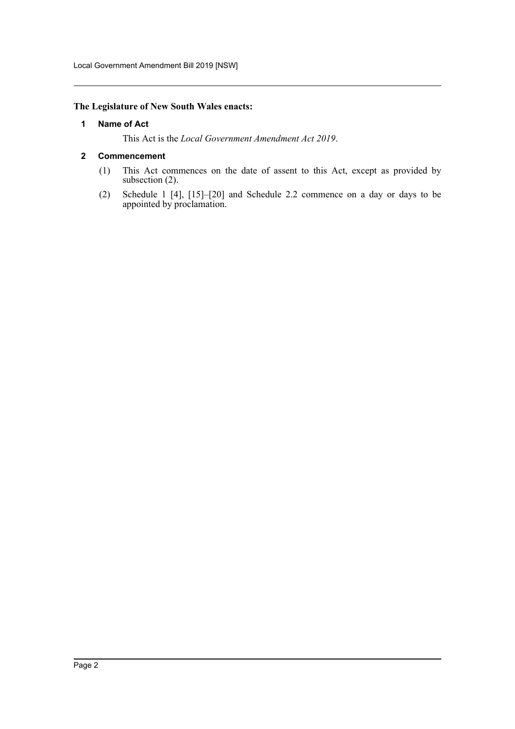**The Legislature of New South Wales enacts:**

### 1 Name of Act

This Act is the *Local Government Amendment Act 2019*.

### 2 Commencement

(1) This Act commences on the date of assent to this Act, except as provided by subsection (2).

(2) Schedule 1 [4], [15]–[20] and Schedule 2.2 commence on a day or days to be appointed by proclamation.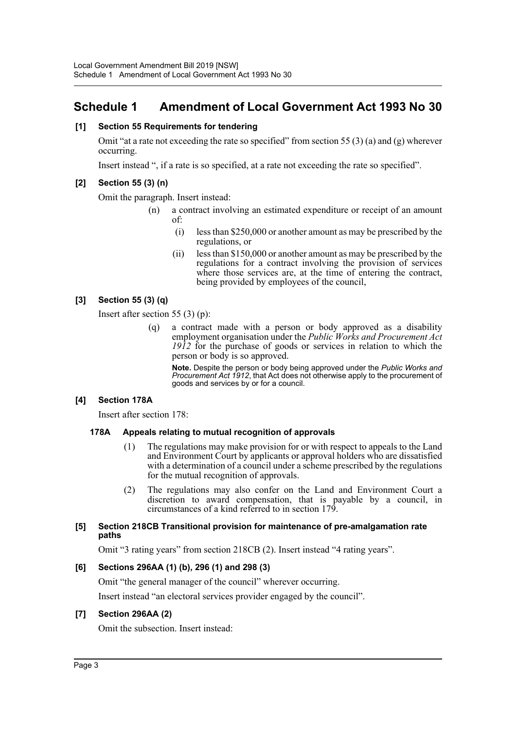# Schedule 1 Amendment of Local Government Act 1993 No 30

## [1] Section 55 Requirements for tendering

Omit "at a rate not exceeding the rate so specified" from section 55 (3) (a) and (g) wherever occurring.

Insert instead ", if a rate is so specified, at a rate not exceeding the rate so specified".

## [2] Section 55 (3) (n)

Omit the paragraph. Insert instead:

> (n) a contract involving an estimated expenditure or receipt of an amount of:
>
> > (i) less than $250,000 or another amount as may be prescribed by the regulations, or
> >
> > (ii) less than $150,000 or another amount as may be prescribed by the regulations for a contract involving the provision of services where those services are, at the time of entering the contract, being provided by employees of the council,

## [3] Section 55 (3) (q)

Insert after section 55 (3) (p):

> (q) a contract made with a person or body approved as a disability employment organisation under the *Public Works and Procurement Act 1912* for the purchase of goods or services in relation to which the person or body is so approved.
>
> **Note.** Despite the person or body being approved under the *Public Works and Procurement Act 1912*, that Act does not otherwise apply to the procurement of goods and services by or for a council.

## [4] Section 178A

Insert after section 178:

### 178A Appeals relating to mutual recognition of approvals

> (1) The regulations may make provision for or with respect to appeals to the Land and Environment Court by applicants or approval holders who are dissatisfied with a determination of a council under a scheme prescribed by the regulations for the mutual recognition of approvals.
>
> (2) The regulations may also confer on the Land and Environment Court a discretion to award compensation, that is payable by a council, in circumstances of a kind referred to in section 179.

## [5] Section 218CB Transitional provision for maintenance of pre-amalgamation rate paths

Omit "3 rating years" from section 218CB (2). Insert instead "4 rating years".

## [6] Sections 296AA (1) (b), 296 (1) and 298 (3)

Omit "the general manager of the council" wherever occurring.

Insert instead "an electoral services provider engaged by the council".

## [7] Section 296AA (2)

Omit the subsection. Insert instead: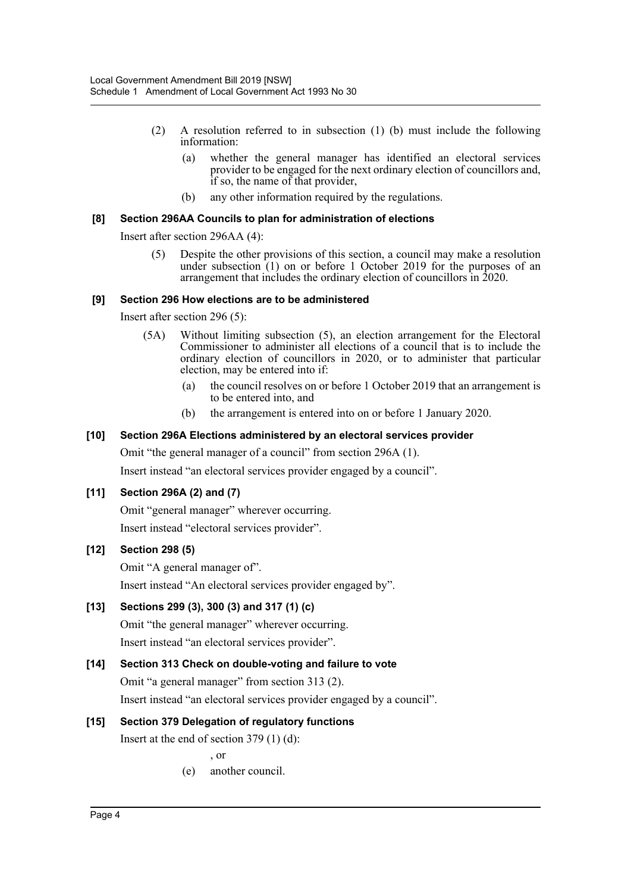(2) A resolution referred to in subsection (1) (b) must include the following information:

(a) whether the general manager has identified an electoral services provider to be engaged for the next ordinary election of councillors and, if so, the name of that provider,

(b) any other information required by the regulations.

### [8] Section 296AA Councils to plan for administration of elections

Insert after section 296AA (4):

(5) Despite the other provisions of this section, a council may make a resolution under subsection (1) on or before 1 October 2019 for the purposes of an arrangement that includes the ordinary election of councillors in 2020.

### [9] Section 296 How elections are to be administered

Insert after section 296 (5):

(5A) Without limiting subsection (5), an election arrangement for the Electoral Commissioner to administer all elections of a council that is to include the ordinary election of councillors in 2020, or to administer that particular election, may be entered into if:

(a) the council resolves on or before 1 October 2019 that an arrangement is to be entered into, and

(b) the arrangement is entered into on or before 1 January 2020.

### [10] Section 296A Elections administered by an electoral services provider

Omit "the general manager of a council" from section 296A (1).

Insert instead "an electoral services provider engaged by a council".

### [11] Section 296A (2) and (7)

Omit "general manager" wherever occurring.

Insert instead "electoral services provider".

### [12] Section 298 (5)

Omit "A general manager of".

Insert instead "An electoral services provider engaged by".

### [13] Sections 299 (3), 300 (3) and 317 (1) (c)

Omit "the general manager" wherever occurring.

Insert instead "an electoral services provider".

### [14] Section 313 Check on double-voting and failure to vote

Omit "a general manager" from section 313 (2).

Insert instead "an electoral services provider engaged by a council".

### [15] Section 379 Delegation of regulatory functions

Insert at the end of section 379 (1) (d):

, or

(e) another council.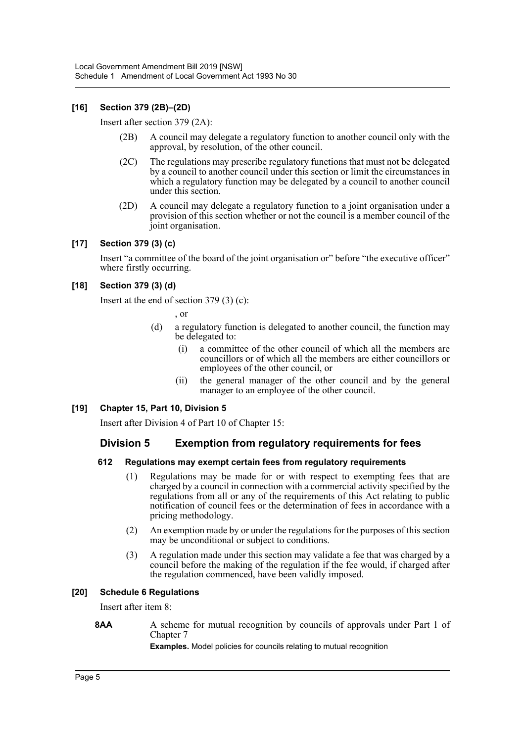### [16] Section 379 (2B)–(2D)

Insert after section 379 (2A):

(2B) A council may delegate a regulatory function to another council only with the approval, by resolution, of the other council.

(2C) The regulations may prescribe regulatory functions that must not be delegated by a council to another council under this section or limit the circumstances in which a regulatory function may be delegated by a council to another council under this section.

(2D) A council may delegate a regulatory function to a joint organisation under a provision of this section whether or not the council is a member council of the joint organisation.

### [17] Section 379 (3) (c)

Insert "a committee of the board of the joint organisation or" before "the executive officer" where firstly occurring.

### [18] Section 379 (3) (d)

Insert at the end of section 379 (3) (c):

, or

(d) a regulatory function is delegated to another council, the function may be delegated to:

(i) a committee of the other council of which all the members are councillors or of which all the members are either councillors or employees of the other council, or

(ii) the general manager of the other council and by the general manager to an employee of the other council.

### [19] Chapter 15, Part 10, Division 5

Insert after Division 4 of Part 10 of Chapter 15:

## Division 5 Exemption from regulatory requirements for fees

### 612 Regulations may exempt certain fees from regulatory requirements

(1) Regulations may be made for or with respect to exempting fees that are charged by a council in connection with a commercial activity specified by the regulations from all or any of the requirements of this Act relating to public notification of council fees or the determination of fees in accordance with a pricing methodology.

(2) An exemption made by or under the regulations for the purposes of this section may be unconditional or subject to conditions.

(3) A regulation made under this section may validate a fee that was charged by a council before the making of the regulation if the fee would, if charged after the regulation commenced, have been validly imposed.

### [20] Schedule 6 Regulations

Insert after item 8:

**8AA** A scheme for mutual recognition by councils of approvals under Part 1 of Chapter 7

**Examples.** Model policies for councils relating to mutual recognition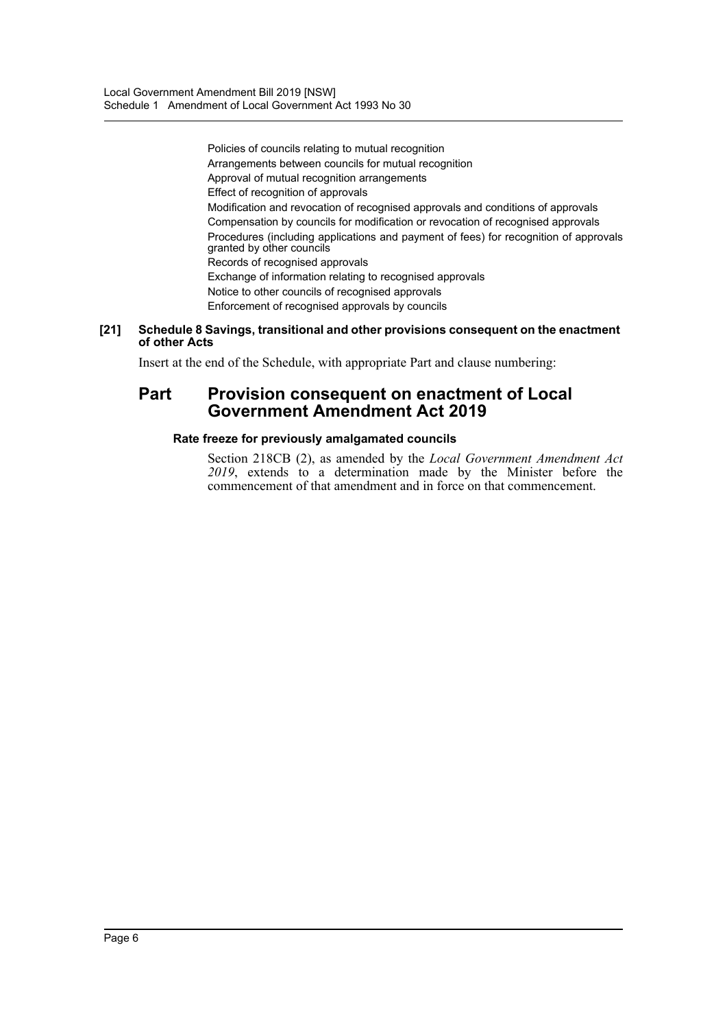Policies of councils relating to mutual recognition

Arrangements between councils for mutual recognition

Approval of mutual recognition arrangements

Effect of recognition of approvals

Modification and revocation of recognised approvals and conditions of approvals

Compensation by councils for modification or revocation of recognised approvals

Procedures (including applications and payment of fees) for recognition of approvals granted by other councils

Records of recognised approvals

Exchange of information relating to recognised approvals

Notice to other councils of recognised approvals

Enforcement of recognised approvals by councils

**[21] Schedule 8 Savings, transitional and other provisions consequent on the enactment of other Acts**

Insert at the end of the Schedule, with appropriate Part and clause numbering:

## Part Provision consequent on enactment of Local Government Amendment Act 2019

### Rate freeze for previously amalgamated councils

Section 218CB (2), as amended by the *Local Government Amendment Act 2019*, extends to a determination made by the Minister before the commencement of that amendment and in force on that commencement.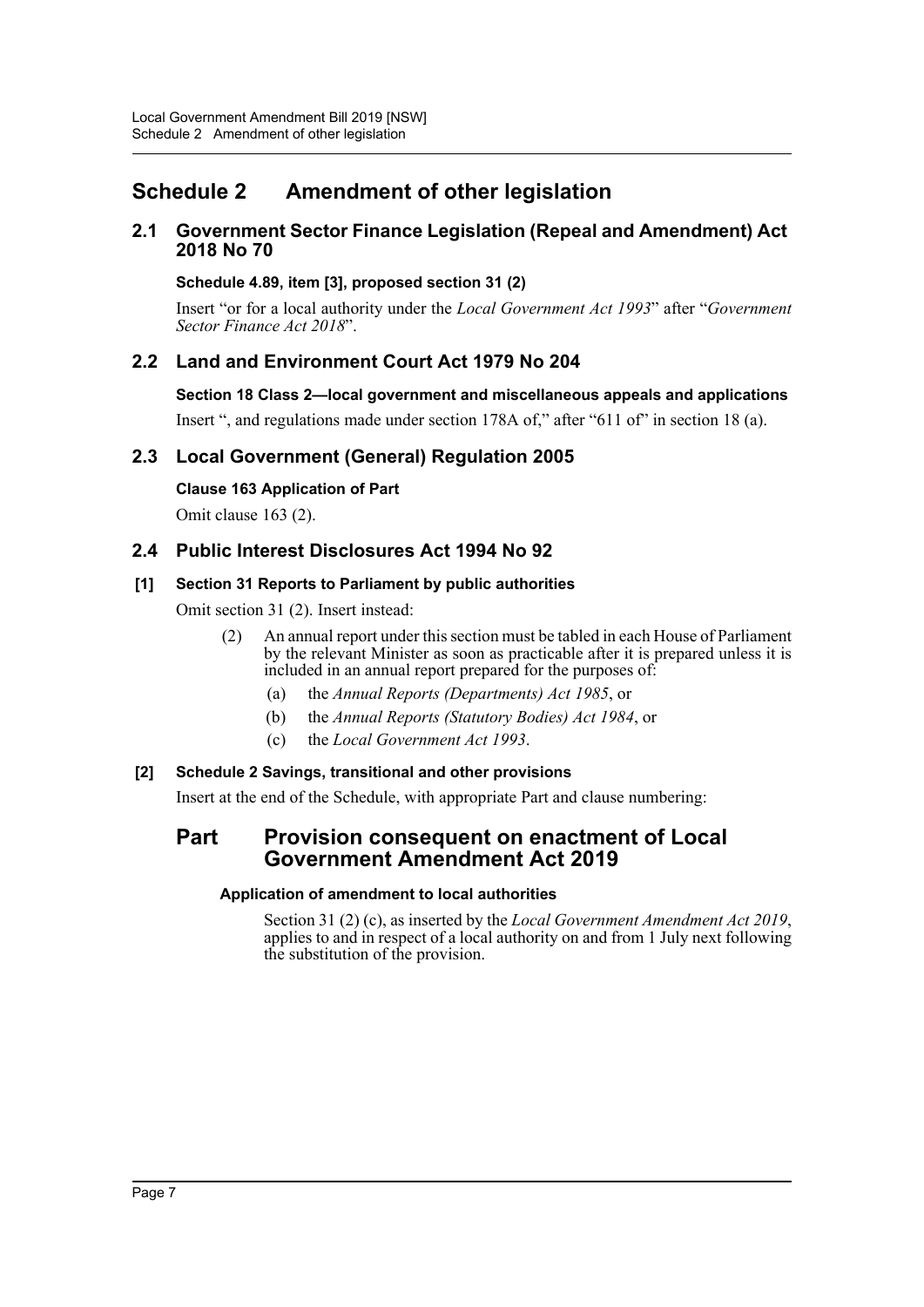# Schedule 2 Amendment of other legislation

## 2.1 Government Sector Finance Legislation (Repeal and Amendment) Act 2018 No 70

**Schedule 4.89, item [3], proposed section 31 (2)**

Insert "or for a local authority under the *Local Government Act 1993*" after "*Government Sector Finance Act 2018*".

## 2.2 Land and Environment Court Act 1979 No 204

**Section 18 Class 2—local government and miscellaneous appeals and applications**

Insert ", and regulations made under section 178A of," after "611 of" in section 18 (a).

## 2.3 Local Government (General) Regulation 2005

**Clause 163 Application of Part**

Omit clause 163 (2).

## 2.4 Public Interest Disclosures Act 1994 No 92

**[1] Section 31 Reports to Parliament by public authorities**

Omit section 31 (2). Insert instead:

> (2) An annual report under this section must be tabled in each House of Parliament by the relevant Minister as soon as practicable after it is prepared unless it is included in an annual report prepared for the purposes of:
>
> (a) the *Annual Reports (Departments) Act 1985*, or
>
> (b) the *Annual Reports (Statutory Bodies) Act 1984*, or
>
> (c) the *Local Government Act 1993*.

**[2] Schedule 2 Savings, transitional and other provisions**

Insert at the end of the Schedule, with appropriate Part and clause numbering:

### Part Provision consequent on enactment of Local Government Amendment Act 2019

**Application of amendment to local authorities**

Section 31 (2) (c), as inserted by the *Local Government Amendment Act 2019*, applies to and in respect of a local authority on and from 1 July next following the substitution of the provision.